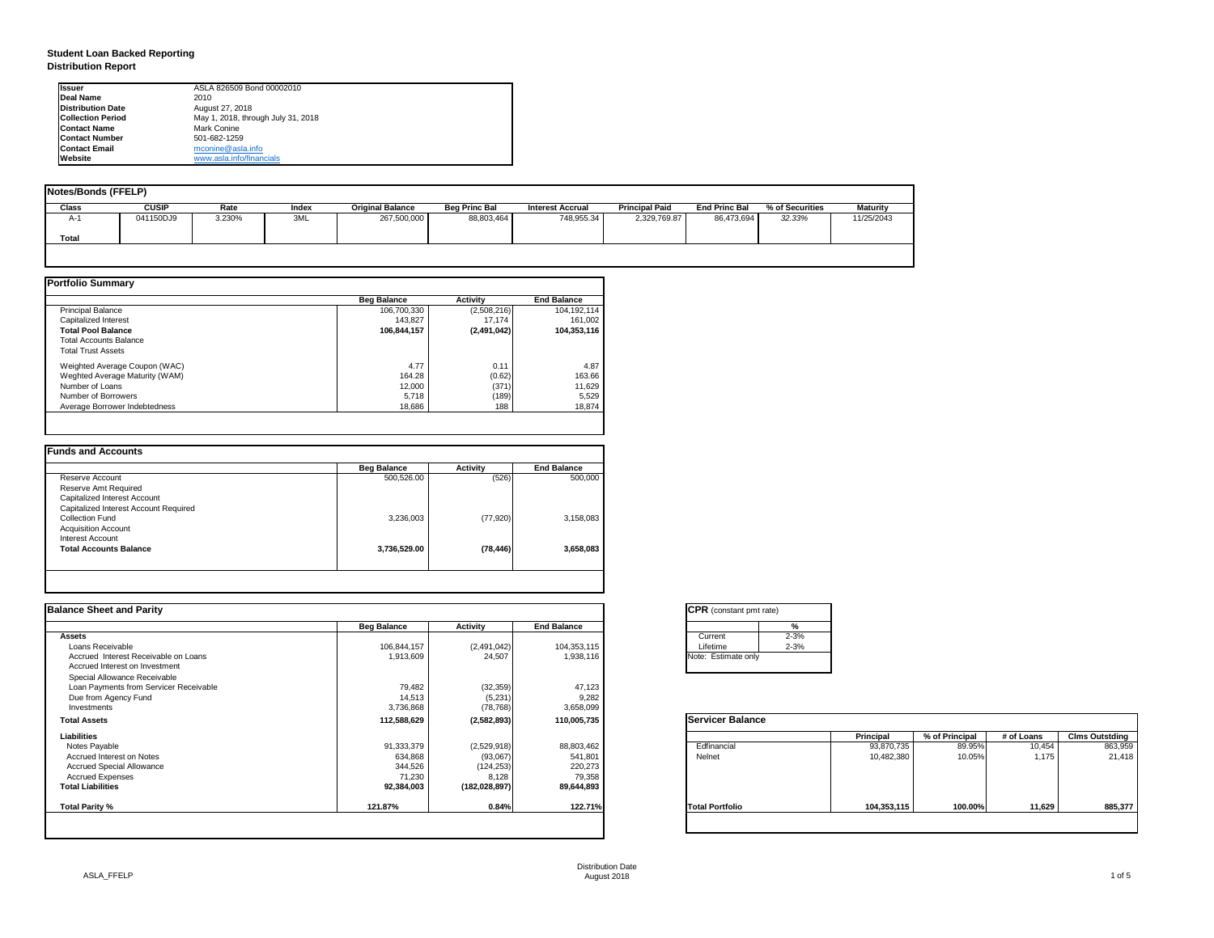# Student Loan Backed Reporting
## Distribution Report

| | |
|---|---|
| **Issuer** | ASLA 826509 Bond 00002010 |
| **Deal Name** | 2010 |
| **Distribution Date** | August 27, 2018 |
| **Collection Period** | May 1, 2018, through July 31, 2018 |
| **Contact Name** | Mark Conine |
| **Contact Number** | 501-682-1259 |
| **Contact Email** | mconine@asla.info |
| **Website** | www.asla.info/financials |

### Notes/Bonds (FFELP)

| Class | CUSIP | Rate | Index | Original Balance | Beg Princ Bal | Interest Accrual | Principal Paid | End Princ Bal | % of Securities | Maturity |
|---|---|---|---|---|---|---|---|---|---|---|
| A-1 | 041150DJ9 | 3.230% | 3ML | 267,500,000 | 88,803,464 | 748,955.34 | 2,329,769.87 | 86,473,694 | *32.33%* | 11/25/2043 |
| **Total** | | | | | | | | | | |

### Portfolio Summary

| | Beg Balance | Activity | End Balance |
|---|---|---|---|
| Principal Balance | 106,700,330 | (2,508,216) | 104,192,114 |
| Capitalized Interest | 143,827 | 17,174 | 161,002 |
| **Total Pool Balance** | **106,844,157** | **(2,491,042)** | **104,353,116** |
| Total Accounts Balance | | | |
| Total Trust Assets | | | |
| Weighted Average Coupon (WAC) | 4.77 | 0.11 | 4.87 |
| Weghted Average Maturity (WAM) | 164.28 | (0.62) | 163.66 |
| Number of Loans | 12,000 | (371) | 11,629 |
| Number of Borrowers | 5,718 | (189) | 5,529 |
| Average Borrower Indebtedness | 18,686 | 188 | 18,874 |

### Funds and Accounts

| | Beg Balance | Activity | End Balance |
|---|---|---|---|
| Reserve Account | 500,526.00 | (526) | 500,000 |
| Reserve Amt Required | | | |
| Capitalized Interest Account | | | |
| Capitalized Interest Account Required | | | |
| Collection Fund | 3,236,003 | (77,920) | 3,158,083 |
| Acquisition Account | | | |
| Interest Account | | | |
| **Total Accounts Balance** | **3,736,529.00** | **(78,446)** | **3,658,083** |

### Balance Sheet and Parity

| | Beg Balance | Activity | End Balance |
|---|---|---|---|
| **Assets** | | | |
| Loans Receivable | 106,844,157 | (2,491,042) | 104,353,115 |
| Accrued Interest Receivable on Loans | 1,913,609 | 24,507 | 1,938,116 |
| Accrued Interest on Investment | | | |
| Special Allowance Receivable | | | |
| Loan Payments from Servicer Receivable | 79,482 | (32,359) | 47,123 |
| Due from Agency Fund | 14,513 | (5,231) | 9,282 |
| Investments | 3,736,868 | (78,768) | 3,658,099 |
| **Total Assets** | **112,588,629** | **(2,582,893)** | **110,005,735** |
| **Liabilities** | | | |
| Notes Payable | 91,333,379 | (2,529,918) | 88,803,462 |
| Accrued Interest on Notes | 634,868 | (93,067) | 541,801 |
| Accrued Special Allowance | 344,526 | (124,253) | 220,273 |
| Accrued Expenses | 71,230 | 8,128 | 79,358 |
| **Total Liabilities** | **92,384,003** | **(182,028,897)** | **89,644,893** |
| **Total Parity %** | **121.87%** | **0.84%** | **122.71%** |

### CPR (constant pmt rate)

| | % |
|---|---|
| Current | 2-3% |
| Lifetime | 2-3% |

Note: Estimate only

### Servicer Balance

| | Principal | % of Principal | # of Loans | Clms Outstding |
|---|---|---|---|---|
| Edfinancial | 93,870,735 | 89.95% | 10,454 | 863,959 |
| Nelnet | 10,482,380 | 10.05% | 1,175 | 21,418 |
| **Total Portfolio** | **104,353,115** | **100.00%** | **11,629** | **885,377** |

ASLA_FFELP

Distribution Date August 2018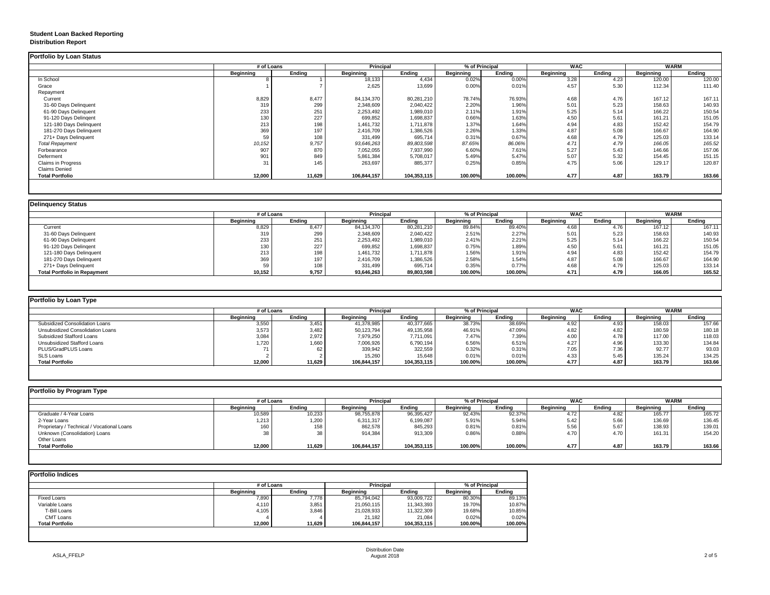**Student Loan Backed Reporting**
**Distribution Report**

## Portfolio by Loan Status

| | # of Loans | | Principal | | % of Principal | | WAC | | WARM | |
|---|---|---|---|---|---|---|---|---|---|---|
| | Beginning | Ending | Beginning | Ending | Beginning | Ending | Beginning | Ending | Beginning | Ending |
| In School | 8 | 1 | 18,133 | 4,434 | 0.02% | 0.00% | 3.28 | 4.23 | 120.00 | 120.00 |
| Grace | 1 | 7 | 2,625 | 13,699 | 0.00% | 0.01% | 4.57 | 5.30 | 112.34 | 111.40 |
| Repayment | | | | | | | | | | |
| Current | 8,829 | 8,477 | 84,134,370 | 80,281,210 | 78.74% | 76.93% | 4.68 | 4.76 | 167.12 | 167.11 |
| 31-60 Days Delinquent | 319 | 299 | 2,348,609 | 2,040,422 | 2.20% | 1.96% | 5.01 | 5.23 | 158.63 | 140.93 |
| 61-90 Days Delinquent | 233 | 251 | 2,253,492 | 1,989,010 | 2.11% | 1.91% | 5.25 | 5.14 | 166.22 | 150.54 |
| 91-120 Days Delinqent | 130 | 227 | 699,852 | 1,698,837 | 0.66% | 1.63% | 4.50 | 5.61 | 161.21 | 151.05 |
| 121-180 Days Delinquent | 213 | 198 | 1,461,732 | 1,711,878 | 1.37% | 1.64% | 4.94 | 4.83 | 152.42 | 154.79 |
| 181-270 Days Delinquent | 369 | 197 | 2,416,709 | 1,386,526 | 2.26% | 1.33% | 4.87 | 5.08 | 166.67 | 164.90 |
| 271+ Days Delinquent | 59 | 108 | 331,499 | 695,714 | 0.31% | 0.67% | 4.68 | 4.79 | 125.03 | 133.14 |
| *Total Repayment* | *10,152* | *9,757* | *93,646,263* | *89,803,598* | *87.65%* | *86.06%* | *4.71* | *4.79* | *166.05* | *165.52* |
| Forbearance | 907 | 870 | 7,052,055 | 7,937,990 | 6.60% | 7.61% | 5.27 | 5.43 | 146.66 | 157.06 |
| Deferment | 901 | 849 | 5,861,384 | 5,708,017 | 5.49% | 5.47% | 5.07 | 5.32 | 154.45 | 151.15 |
| Claims in Progress | 31 | 145 | 263,697 | 885,377 | 0.25% | 0.85% | 4.75 | 5.06 | 129.17 | 120.87 |
| Claims Denied | | | | | | | | | | |
| **Total Portfolio** | **12,000** | **11,629** | **106,844,157** | **104,353,115** | **100.00%** | **100.00%** | **4.77** | **4.87** | **163.79** | **163.66** |

## Delinquency Status

| | # of Loans | | Principal | | % of Principal | | WAC | | WARM | |
|---|---|---|---|---|---|---|---|---|---|---|
| | Beginning | Ending | Beginning | Ending | Beginning | Ending | Beginning | Ending | Beginning | Ending |
| Current | 8,829 | 8,477 | 84,134,370 | 80,281,210 | 89.84% | 89.40% | 4.68 | 4.76 | 167.12 | 167.11 |
| 31-60 Days Delinquent | 319 | 299 | 2,348,609 | 2,040,422 | 2.51% | 2.27% | 5.01 | 5.23 | 158.63 | 140.93 |
| 61-90 Days Delinquent | 233 | 251 | 2,253,492 | 1,989,010 | 2.41% | 2.21% | 5.25 | 5.14 | 166.22 | 150.54 |
| 91-120 Days Delinqent | 130 | 227 | 699,852 | 1,698,837 | 0.75% | 1.89% | 4.50 | 5.61 | 161.21 | 151.05 |
| 121-180 Days Delinquent | 213 | 198 | 1,461,732 | 1,711,878 | 1.56% | 1.91% | 4.94 | 4.83 | 152.42 | 154.79 |
| 181-270 Days Delinquent | 369 | 197 | 2,416,709 | 1,386,526 | 2.58% | 1.54% | 4.87 | 5.08 | 166.67 | 164.90 |
| 271+ Days Delinquent | 59 | 108 | 331,499 | 695,714 | 0.35% | 0.77% | 4.68 | 4.79 | 125.03 | 133.14 |
| **Total Portfolio in Repayment** | **10,152** | **9,757** | **93,646,263** | **89,803,598** | **100.00%** | **100.00%** | **4.71** | **4.79** | **166.05** | **165.52** |

## Portfolio by Loan Type

| | # of Loans | | Principal | | % of Principal | | WAC | | WARM | |
|---|---|---|---|---|---|---|---|---|---|---|
| | Beginning | Ending | Beginning | Ending | Beginning | Ending | Beginning | Ending | Beginning | Ending |
| Subsidized Consolidation Loans | 3,550 | 3,451 | 41,378,985 | 40,377,665 | 38.73% | 38.69% | 4.92 | 4.93 | 158.03 | 157.66 |
| Unsubsidized Consolidation Loans | 3,573 | 3,482 | 50,123,794 | 49,135,958 | 46.91% | 47.09% | 4.82 | 4.82 | 180.59 | 180.18 |
| Subsidized Stafford Loans | 3,084 | 2,972 | 7,979,250 | 7,711,091 | 7.47% | 7.39% | 4.00 | 4.78 | 117.00 | 118.03 |
| Unsubsidized Stafford Loans | 1,720 | 1,660 | 7,006,926 | 6,790,194 | 6.56% | 6.51% | 4.27 | 4.96 | 133.30 | 134.84 |
| PLUS/GradPLUS Loans | 71 | 62 | 339,942 | 322,559 | 0.32% | 0.31% | 7.05 | 7.36 | 92.77 | 93.03 |
| SLS Loans | 2 | 2 | 15,260 | 15,648 | 0.01% | 0.01% | 4.33 | 5.45 | 135.24 | 134.25 |
| **Total Portfolio** | **12,000** | **11,629** | **106,844,157** | **104,353,115** | **100.00%** | **100.00%** | **4.77** | **4.87** | **163.79** | **163.66** |

## Portfolio by Program Type

| | # of Loans | | Principal | | % of Principal | | WAC | | WARM | |
|---|---|---|---|---|---|---|---|---|---|---|
| | Beginning | Ending | Beginning | Ending | Beginning | Ending | Beginning | Ending | Beginning | Ending |
| Graduate / 4-Year Loans | 10,589 | 10,233 | 98,755,878 | 96,395,427 | 92.43% | 92.37% | 4.72 | 4.82 | 165.77 | 165.72 |
| 2-Year Loans | 1,213 | 1,200 | 6,311,317 | 6,199,087 | 5.91% | 5.94% | 5.42 | 5.66 | 136.69 | 136.45 |
| Proprietary / Technical / Vocational Loans | 160 | 158 | 862,578 | 845,293 | 0.81% | 0.81% | 5.56 | 5.67 | 138.93 | 139.01 |
| Unknown (Consolidation) Loans | 38 | 38 | 914,384 | 913,309 | 0.86% | 0.88% | 4.70 | 4.70 | 161.31 | 154.20 |
| Other Loans | | | | | | | | | | |
| **Total Portfolio** | **12,000** | **11,629** | **106,844,157** | **104,353,115** | **100.00%** | **100.00%** | **4.77** | **4.87** | **163.79** | **163.66** |

## Portfolio Indices

| | # of Loans | | Principal | | % of Principal | |
|---|---|---|---|---|---|---|
| | Beginning | Ending | Beginning | Ending | Beginning | Ending |
| Fixed Loans | 7,890 | 7,778 | 85,794,042 | 93,009,722 | 80.30% | 89.13% |
| Variable Loans | 4,110 | 3,851 | 21,050,115 | 11,343,393 | 19.70% | 10.87% |
| T-Bill Loans | 4,105 | 3,846 | 21,028,933 | 11,322,309 | 19.68% | 10.85% |
| CMT Loans | 4 | 4 | 21,182 | 21,084 | 0.02% | 0.02% |
| **Total Portfolio** | **12,000** | **11,629** | **106,844,157** | **104,353,115** | **100.00%** | **100.00%** |

ASLA_FFELP

Distribution Date
August 2018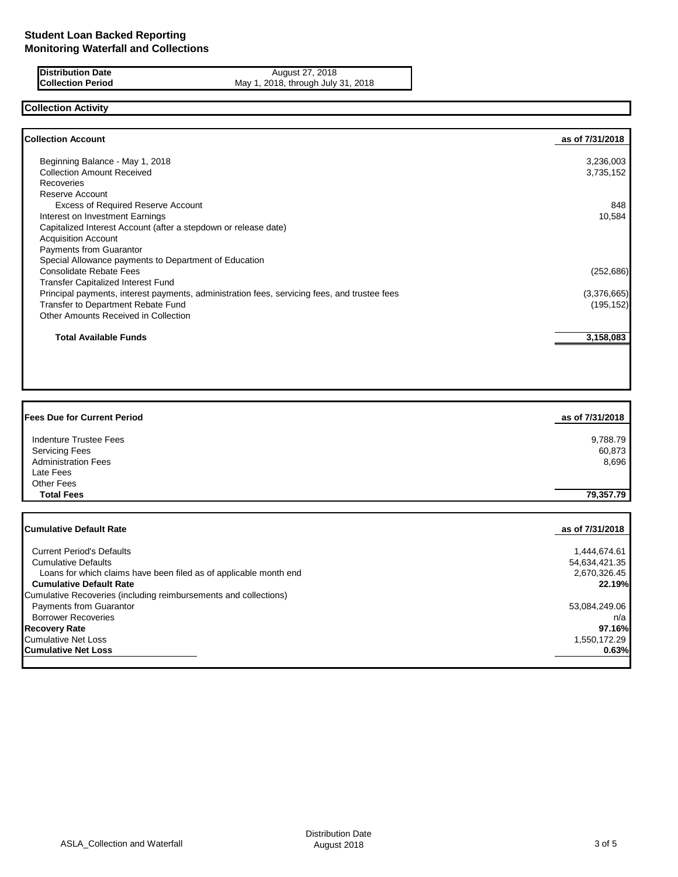# Student Loan Backed Reporting
## Monitoring Waterfall and Collections

| | |
|---|---|
| **Distribution Date** | August 27, 2018 |
| **Collection Period** | May 1, 2018, through July 31, 2018 |

## Collection Activity

| **Collection Account** | **as of 7/31/2018** |
|---|---|
| Beginning Balance - May 1, 2018 | 3,236,003 |
| Collection Amount Received | 3,735,152 |
| Recoveries | |
| Reserve Account | |
| Excess of Required Reserve Account | 848 |
| Interest on Investment Earnings | 10,584 |
| Capitalized Interest Account (after a stepdown or release date) | |
| Acquisition Account | |
| Payments from Guarantor | |
| Special Allowance payments to Department of Education | |
| Consolidate Rebate Fees | (252,686) |
| Transfer Capitalized Interest Fund | |
| Principal payments, interest payments, administration fees, servicing fees, and trustee fees | (3,376,665) |
| Transfer to Department Rebate Fund | (195,152) |
| Other Amounts Received in Collection | |
| **Total Available Funds** | **3,158,083** |

| **Fees Due for Current Period** | **as of 7/31/2018** |
|---|---|
| Indenture Trustee Fees | 9,788.79 |
| Servicing Fees | 60,873 |
| Administration Fees | 8,696 |
| Late Fees | |
| Other Fees | |
| **Total Fees** | **79,357.79** |

| **Cumulative Default Rate** | **as of 7/31/2018** |
|---|---|
| Current Period's Defaults | 1,444,674.61 |
| Cumulative Defaults | 54,634,421.35 |
| Loans for which claims have been filed as of applicable month end | 2,670,326.45 |
| **Cumulative Default Rate** | **22.19%** |
| Cumulative Recoveries (including reimbursements and collections) | |
| Payments from Guarantor | 53,084,249.06 |
| Borrower Recoveries | n/a |
| **Recovery Rate** | **97.16%** |
| Cumulative Net Loss | 1,550,172.29 |
| **Cumulative Net Loss** | **0.63%** |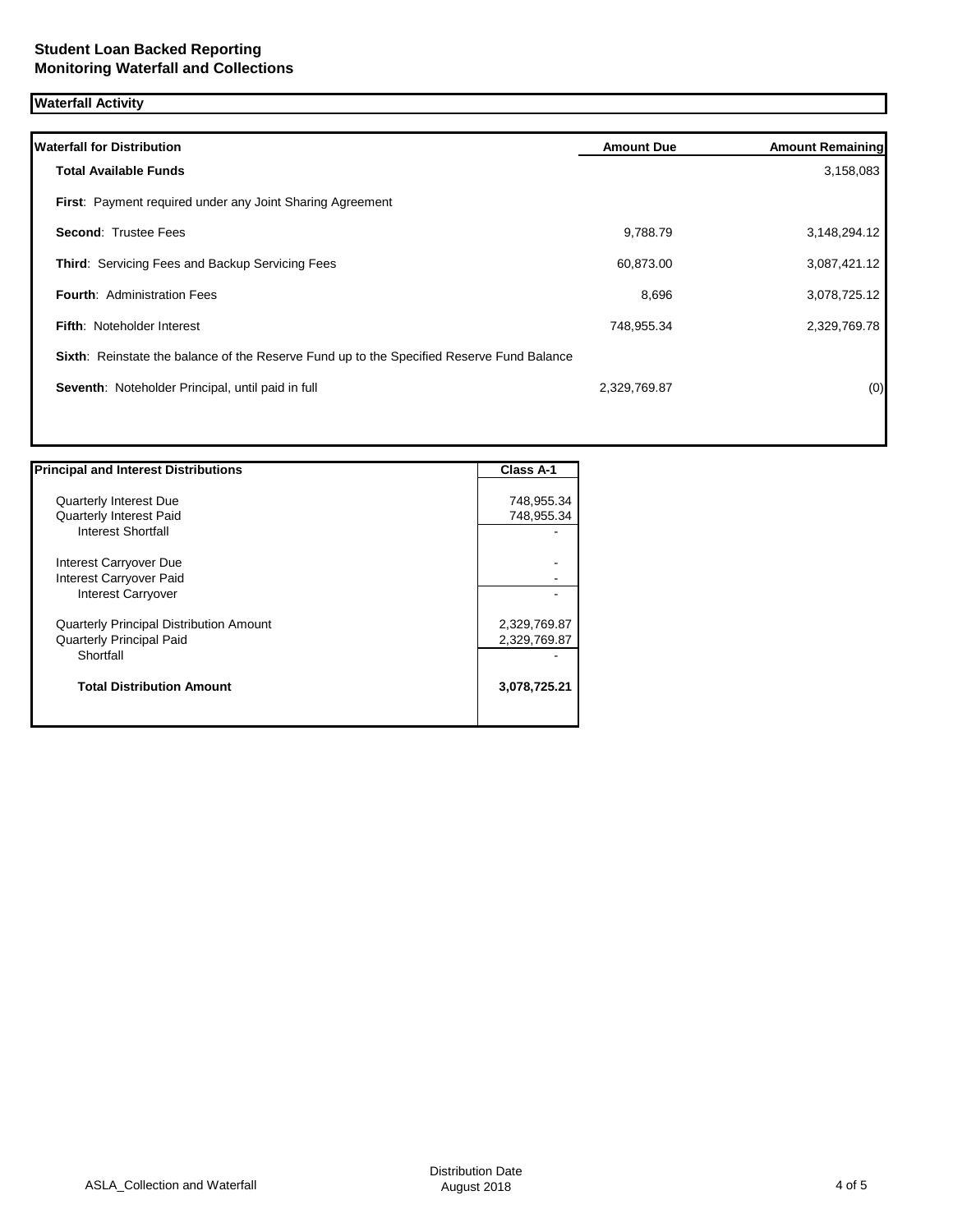# Student Loan Backed Reporting
## Monitoring Waterfall and Collections

### Waterfall Activity

| Waterfall for Distribution | Amount Due | Amount Remaining |
|---|---|---|
| **Total Available Funds** | | 3,158,083 |
| **First**: Payment required under any Joint Sharing Agreement | | |
| **Second**: Trustee Fees | 9,788.79 | 3,148,294.12 |
| **Third**: Servicing Fees and Backup Servicing Fees | 60,873.00 | 3,087,421.12 |
| **Fourth**: Administration Fees | 8,696 | 3,078,725.12 |
| **Fifth**: Noteholder Interest | 748,955.34 | 2,329,769.78 |
| **Sixth**: Reinstate the balance of the Reserve Fund up to the Specified Reserve Fund Balance | | |
| **Seventh**: Noteholder Principal, until paid in full | 2,329,769.87 | (0) |

| Principal and Interest Distributions | Class A-1 |
|---|---|
| Quarterly Interest Due | 748,955.34 |
| Quarterly Interest Paid | 748,955.34 |
| Interest Shortfall | - |
| Interest Carryover Due | - |
| Interest Carryover Paid | - |
| Interest Carryover | - |
| Quarterly Principal Distribution Amount | 2,329,769.87 |
| Quarterly Principal Paid | 2,329,769.87 |
| Shortfall | - |
| **Total Distribution Amount** | **3,078,725.21** |

ASLA_Collection and Waterfall — Distribution Date August 2018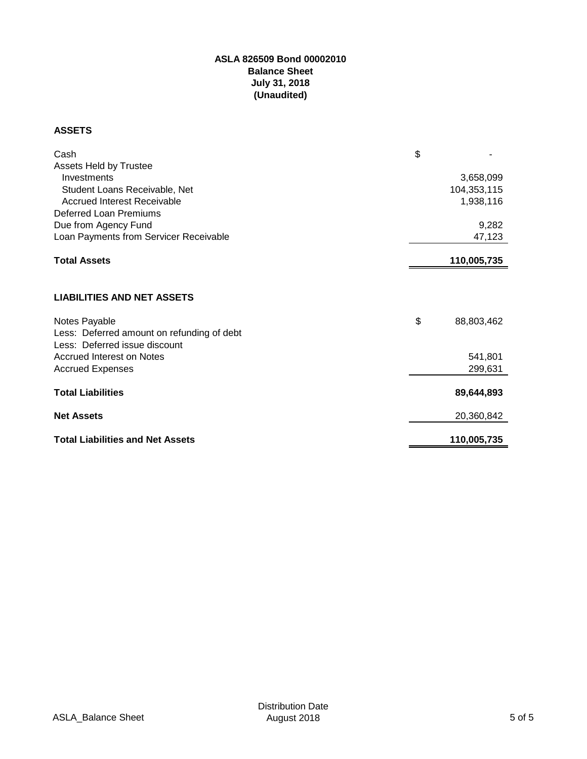**ASLA 826509 Bond 00002010**
**Balance Sheet**
**July 31, 2018**
**(Unaudited)**

**ASSETS**

| | | |
|---|---|---|
| Cash | $ | - |
| Assets Held by Trustee | | |
| Investments | | 3,658,099 |
| Student Loans Receivable, Net | | 104,353,115 |
| Accrued Interest Receivable | | 1,938,116 |
| Deferred Loan Premiums | | |
| Due from Agency Fund | | 9,282 |
| Loan Payments from Servicer Receivable | | 47,123 |
| **Total Assets** | | **110,005,735** |

**LIABILITIES AND NET ASSETS**

| | | |
|---|---|---|
| Notes Payable | $ | 88,803,462 |
| Less: Deferred amount on refunding of debt | | |
| Less: Deferred issue discount | | |
| Accrued Interest on Notes | | 541,801 |
| Accrued Expenses | | 299,631 |
| **Total Liabilities** | | **89,644,893** |
| **Net Assets** | | 20,360,842 |
| **Total Liabilities and Net Assets** | | **110,005,735** |

ASLA_Balance Sheet

Distribution Date
August 2018